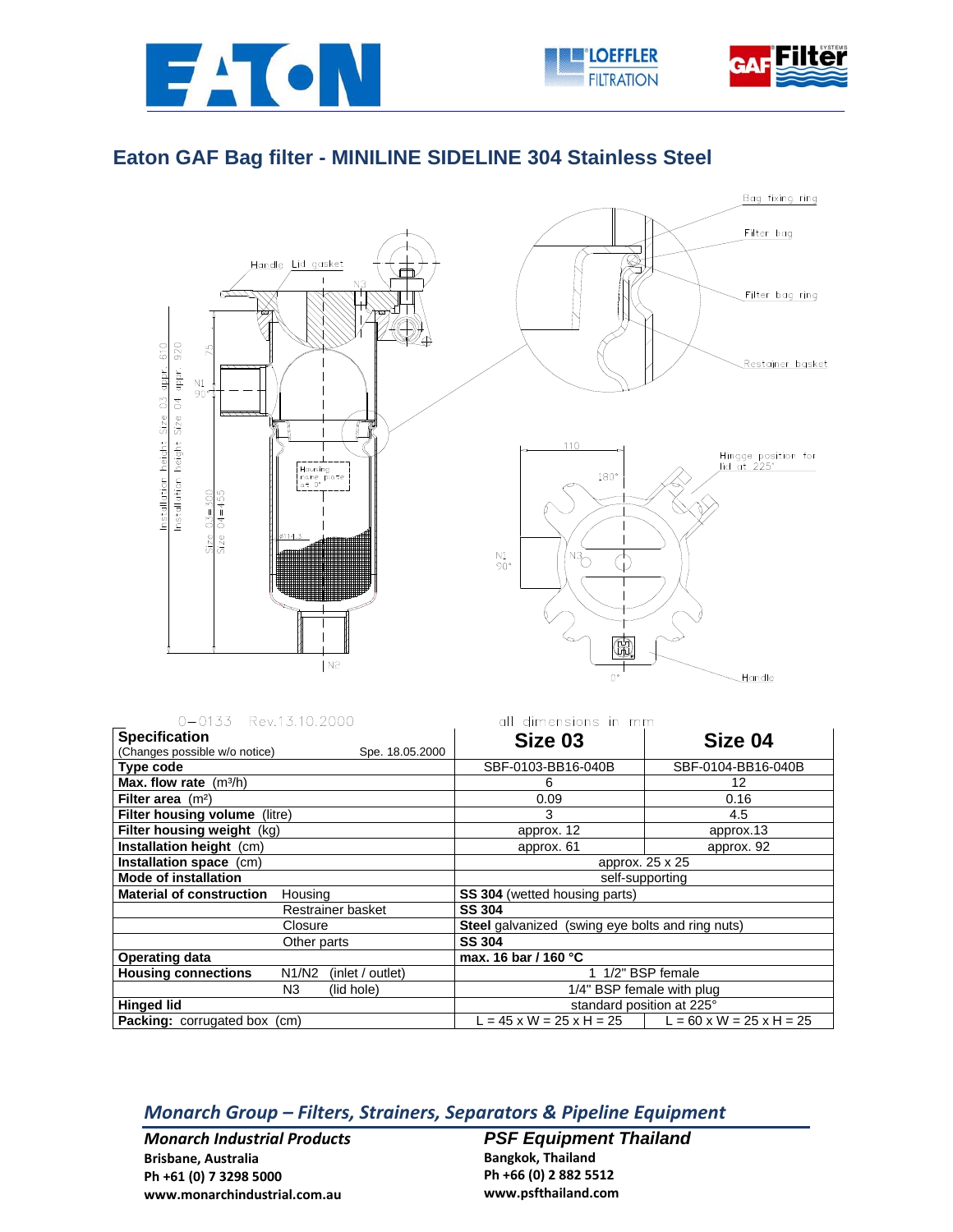# Eaton GAF Bag filter - MINILINE SIDELINE 304 Stainless Steel

0–0133 Rev.13.10.2000

all dimensions in mm

| **Specification** (Changes possible w/o notice) Spe. 18.05.2000 | | **Size 03** | **Size 04** |
|---|---|---|---|
| **Type code** | | SBF-0103-BB16-040B | SBF-0104-BB16-040B |
| **Max. flow rate** ($m^3$/h) | | 6 | 12 |
| **Filter area** ($m^2$) | | 0.09 | 0.16 |
| **Filter housing volume** (litre) | | 3 | 4.5 |
| **Filter housing weight** (kg) | | approx. 12 | approx.13 |
| **Installation height** (cm) | | approx. 61 | approx. 92 |
| **Installation space** (cm) | | approx. 25 x 25 | |
| **Mode of installation** | | self-supporting | |
| **Material of construction** | Housing | **SS 304** (wetted housing parts) | |
| | Restrainer basket | **SS 304** | |
| | Closure | **Steel** galvanized (swing eye bolts and ring nuts) | |
| | Other parts | **SS 304** | |
| **Operating data** | | **max. 16 bar / 160 °C** | |
| **Housing connections** | N1/N2 (inlet / outlet) | 1 1/2" BSP female | |
| | N3 (lid hole) | 1/4" BSP female with plug | |
| **Hinged lid** | | standard position at 225° | |
| **Packing:** corrugated box (cm) | | L = 45 x W = 25 x H = 25 | L = 60 x W = 25 x H = 25 |

## *Monarch Group – Filters, Strainers, Separators & Pipeline Equipment*

***Monarch Industrial Products***
**Brisbane, Australia**
**Ph +61 (0) 7 3298 5000**
**www.monarchindustrial.com.au**

***PSF Equipment Thailand***
**Bangkok, Thailand**
**Ph +66 (0) 2 882 5512**
**www.psfthailand.com**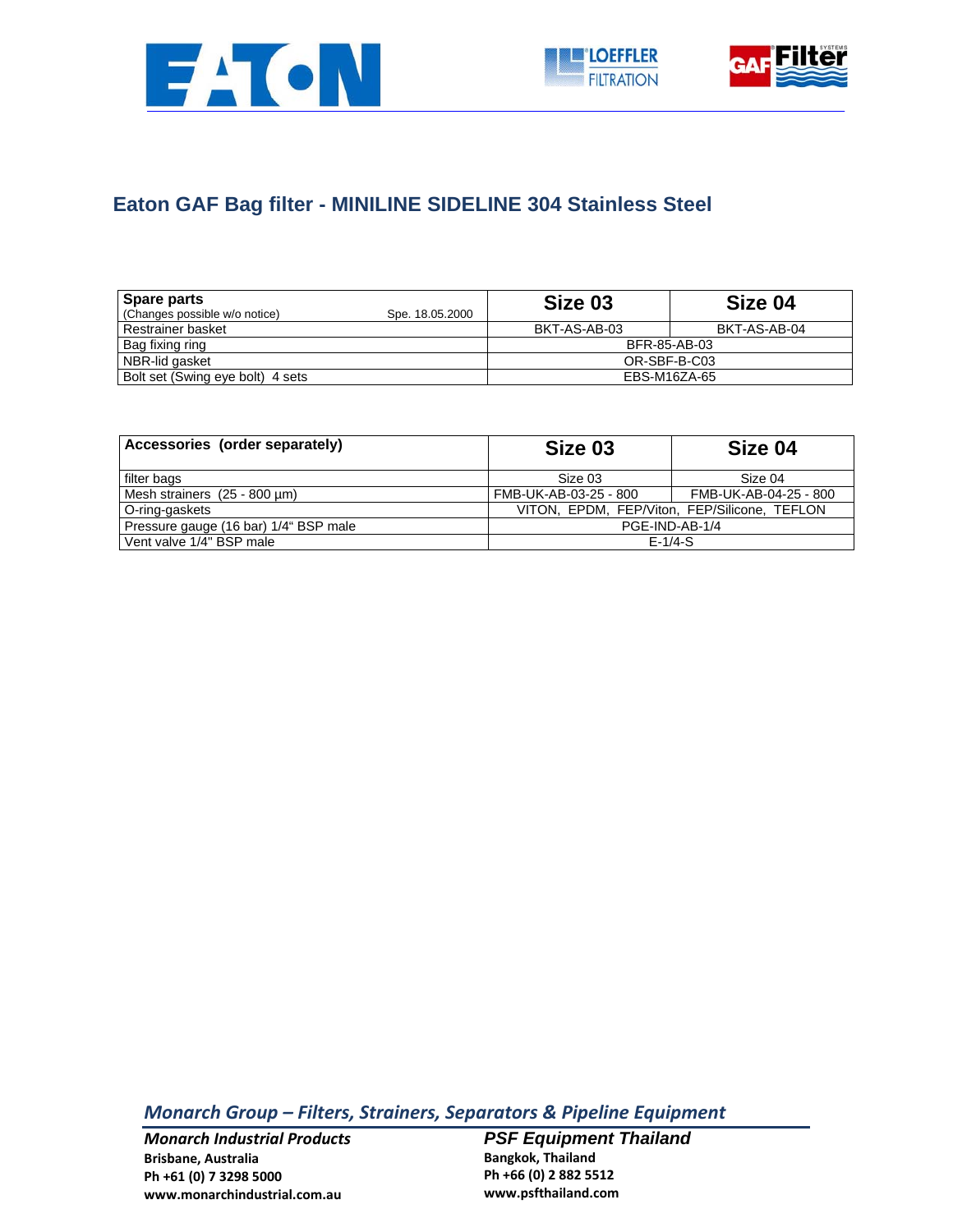## Eaton GAF Bag filter - MINILINE SIDELINE 304 Stainless Steel

| **Spare parts** (Changes possible w/o notice) Spe. 18.05.2000 | **Size 03** | **Size 04** |
|---|---|---|
| Restrainer basket | BKT-AS-AB-03 | BKT-AS-AB-04 |
| Bag fixing ring | BFR-85-AB-03 | |
| NBR-lid gasket | OR-SBF-B-C03 | |
| Bolt set (Swing eye bolt) 4 sets | EBS-M16ZA-65 | |

| **Accessories (order separately)** | **Size 03** | **Size 04** |
|---|---|---|
| filter bags | Size 03 | Size 04 |
| Mesh strainers (25 - 800 µm) | FMB-UK-AB-03-25 - 800 | FMB-UK-AB-04-25 - 800 |
| O-ring-gaskets | VITON, EPDM, FEP/Viton, FEP/Silicone, TEFLON | |
| Pressure gauge (16 bar) 1/4" BSP male | PGE-IND-AB-1/4 | |
| Vent valve 1/4" BSP male | E-1/4-S | |

*Monarch Group – Filters, Strainers, Separators & Pipeline Equipment*

*Monarch Industrial Products*
**Brisbane, Australia**
**Ph +61 (0) 7 3298 5000**
**www.monarchindustrial.com.au**

*PSF Equipment Thailand*
**Bangkok, Thailand**
**Ph +66 (0) 2 882 5512**
**www.psfthailand.com**